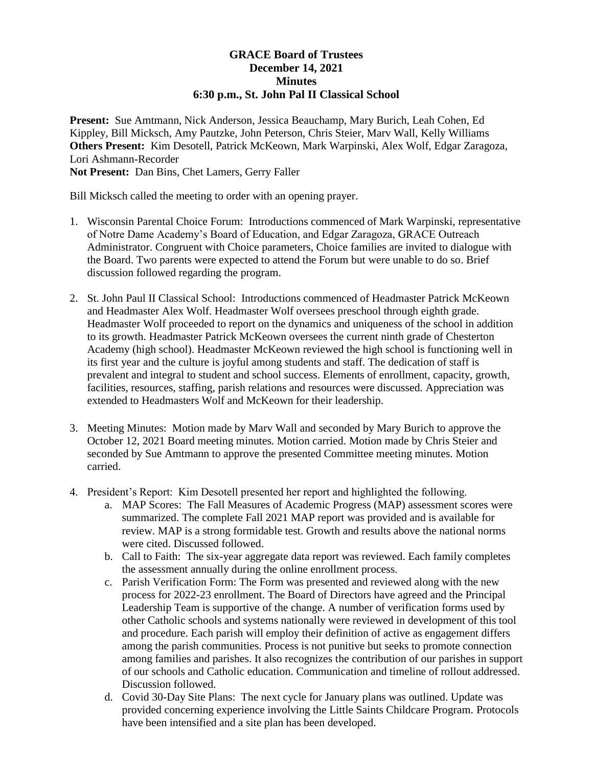**GRACE Board of Trustees**
**December 14, 2021**
**Minutes**
**6:30 p.m., St. John Pal II Classical School**

**Present:** Sue Amtmann, Nick Anderson, Jessica Beauchamp, Mary Burich, Leah Cohen, Ed Kippley, Bill Micksch, Amy Pautzke, John Peterson, Chris Steier, Marv Wall, Kelly Williams
**Others Present:** Kim Desotell, Patrick McKeown, Mark Warpinski, Alex Wolf, Edgar Zaragoza, Lori Ashmann-Recorder
**Not Present:** Dan Bins, Chet Lamers, Gerry Faller

Bill Micksch called the meeting to order with an opening prayer.

1. Wisconsin Parental Choice Forum: Introductions commenced of Mark Warpinski, representative of Notre Dame Academy's Board of Education, and Edgar Zaragoza, GRACE Outreach Administrator. Congruent with Choice parameters, Choice families are invited to dialogue with the Board. Two parents were expected to attend the Forum but were unable to do so. Brief discussion followed regarding the program.

2. St. John Paul II Classical School: Introductions commenced of Headmaster Patrick McKeown and Headmaster Alex Wolf. Headmaster Wolf oversees preschool through eighth grade. Headmaster Wolf proceeded to report on the dynamics and uniqueness of the school in addition to its growth. Headmaster Patrick McKeown oversees the current ninth grade of Chesterton Academy (high school). Headmaster McKeown reviewed the high school is functioning well in its first year and the culture is joyful among students and staff. The dedication of staff is prevalent and integral to student and school success. Elements of enrollment, capacity, growth, facilities, resources, staffing, parish relations and resources were discussed. Appreciation was extended to Headmasters Wolf and McKeown for their leadership.

3. Meeting Minutes: Motion made by Marv Wall and seconded by Mary Burich to approve the October 12, 2021 Board meeting minutes. Motion carried. Motion made by Chris Steier and seconded by Sue Amtmann to approve the presented Committee meeting minutes. Motion carried.

4. President's Report: Kim Desotell presented her report and highlighted the following.
    a. MAP Scores: The Fall Measures of Academic Progress (MAP) assessment scores were summarized. The complete Fall 2021 MAP report was provided and is available for review. MAP is a strong formidable test. Growth and results above the national norms were cited. Discussed followed.
    b. Call to Faith: The six-year aggregate data report was reviewed. Each family completes the assessment annually during the online enrollment process.
    c. Parish Verification Form: The Form was presented and reviewed along with the new process for 2022-23 enrollment. The Board of Directors have agreed and the Principal Leadership Team is supportive of the change. A number of verification forms used by other Catholic schools and systems nationally were reviewed in development of this tool and procedure. Each parish will employ their definition of active as engagement differs among the parish communities. Process is not punitive but seeks to promote connection among families and parishes. It also recognizes the contribution of our parishes in support of our schools and Catholic education. Communication and timeline of rollout addressed. Discussion followed.
    d. Covid 30-Day Site Plans: The next cycle for January plans was outlined. Update was provided concerning experience involving the Little Saints Childcare Program. Protocols have been intensified and a site plan has been developed.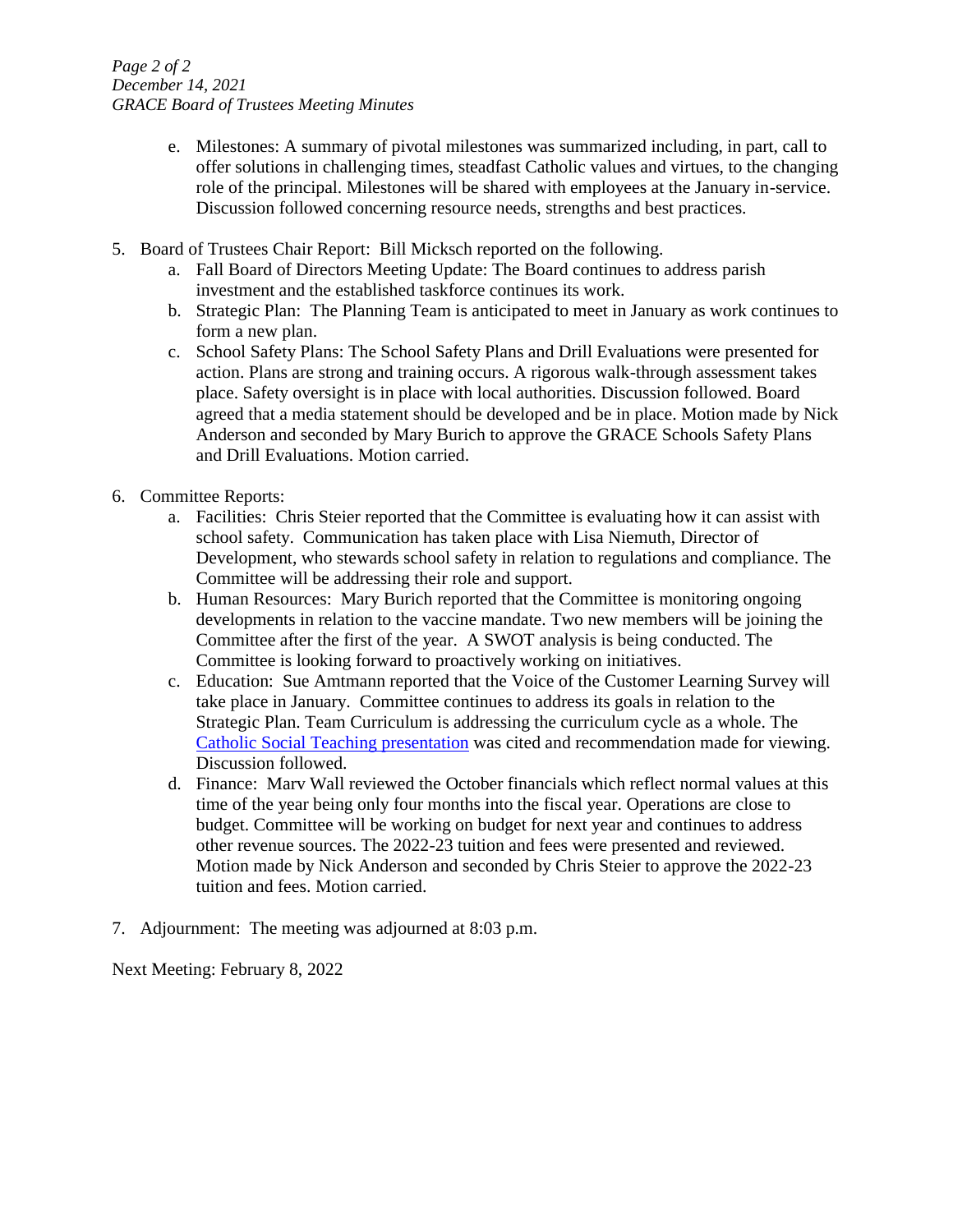e. Milestones: A summary of pivotal milestones was summarized including, in part, call to offer solutions in challenging times, steadfast Catholic values and virtues, to the changing role of the principal. Milestones will be shared with employees at the January in-service. Discussion followed concerning resource needs, strengths and best practices.

5. Board of Trustees Chair Report: Bill Micksch reported on the following.
   a. Fall Board of Directors Meeting Update: The Board continues to address parish investment and the established taskforce continues its work.
   b. Strategic Plan: The Planning Team is anticipated to meet in January as work continues to form a new plan.
   c. School Safety Plans: The School Safety Plans and Drill Evaluations were presented for action. Plans are strong and training occurs. A rigorous walk-through assessment takes place. Safety oversight is in place with local authorities. Discussion followed. Board agreed that a media statement should be developed and be in place. Motion made by Nick Anderson and seconded by Mary Burich to approve the GRACE Schools Safety Plans and Drill Evaluations. Motion carried.

6. Committee Reports:
   a. Facilities: Chris Steier reported that the Committee is evaluating how it can assist with school safety. Communication has taken place with Lisa Niemuth, Director of Development, who stewards school safety in relation to regulations and compliance. The Committee will be addressing their role and support.
   b. Human Resources: Mary Burich reported that the Committee is monitoring ongoing developments in relation to the vaccine mandate. Two new members will be joining the Committee after the first of the year. A SWOT analysis is being conducted. The Committee is looking forward to proactively working on initiatives.
   c. Education: Sue Amtmann reported that the Voice of the Customer Learning Survey will take place in January. Committee continues to address its goals in relation to the Strategic Plan. Team Curriculum is addressing the curriculum cycle as a whole. The Catholic Social Teaching presentation was cited and recommendation made for viewing. Discussion followed.
   d. Finance: Marv Wall reviewed the October financials which reflect normal values at this time of the year being only four months into the fiscal year. Operations are close to budget. Committee will be working on budget for next year and continues to address other revenue sources. The 2022-23 tuition and fees were presented and reviewed. Motion made by Nick Anderson and seconded by Chris Steier to approve the 2022-23 tuition and fees. Motion carried.

7. Adjournment: The meeting was adjourned at 8:03 p.m.

Next Meeting: February 8, 2022